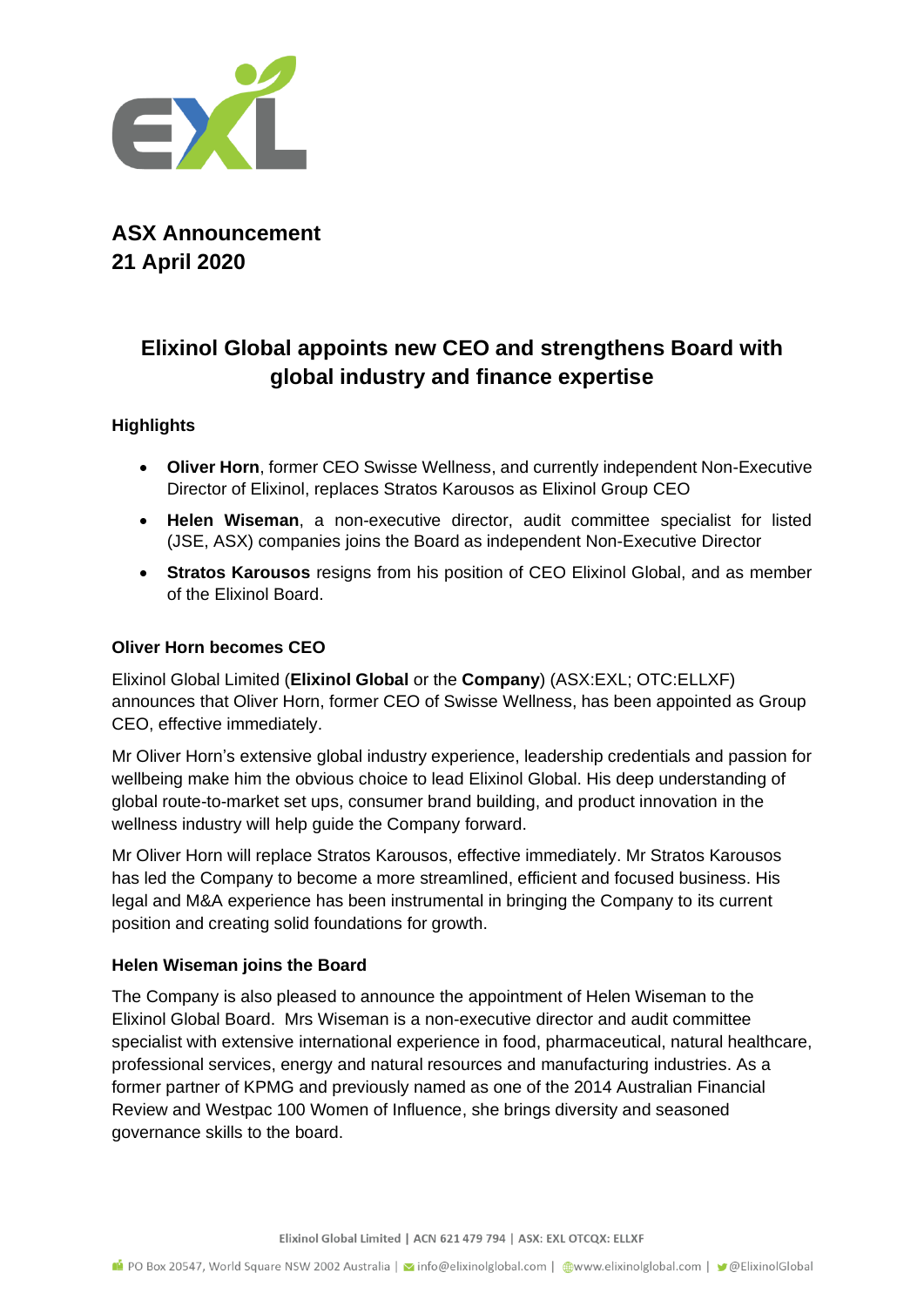**ASX Announcement**
**21 April 2020**

# Elixinol Global appoints new CEO and strengthens Board with global industry and finance expertise

### Highlights

- **Oliver Horn**, former CEO Swisse Wellness, and currently independent Non-Executive Director of Elixinol, replaces Stratos Karousos as Elixinol Group CEO
- **Helen Wiseman**, a non-executive director, audit committee specialist for listed (JSE, ASX) companies joins the Board as independent Non-Executive Director
- **Stratos Karousos** resigns from his position of CEO Elixinol Global, and as member of the Elixinol Board.

### Oliver Horn becomes CEO

Elixinol Global Limited (**Elixinol Global** or the **Company**) (ASX:EXL; OTC:ELLXF) announces that Oliver Horn, former CEO of Swisse Wellness, has been appointed as Group CEO, effective immediately.

Mr Oliver Horn's extensive global industry experience, leadership credentials and passion for wellbeing make him the obvious choice to lead Elixinol Global. His deep understanding of global route-to-market set ups, consumer brand building, and product innovation in the wellness industry will help guide the Company forward.

Mr Oliver Horn will replace Stratos Karousos, effective immediately. Mr Stratos Karousos has led the Company to become a more streamlined, efficient and focused business. His legal and M&A experience has been instrumental in bringing the Company to its current position and creating solid foundations for growth.

### Helen Wiseman joins the Board

The Company is also pleased to announce the appointment of Helen Wiseman to the Elixinol Global Board. Mrs Wiseman is a non-executive director and audit committee specialist with extensive international experience in food, pharmaceutical, natural healthcare, professional services, energy and natural resources and manufacturing industries. As a former partner of KPMG and previously named as one of the 2014 Australian Financial Review and Westpac 100 Women of Influence, she brings diversity and seasoned governance skills to the board.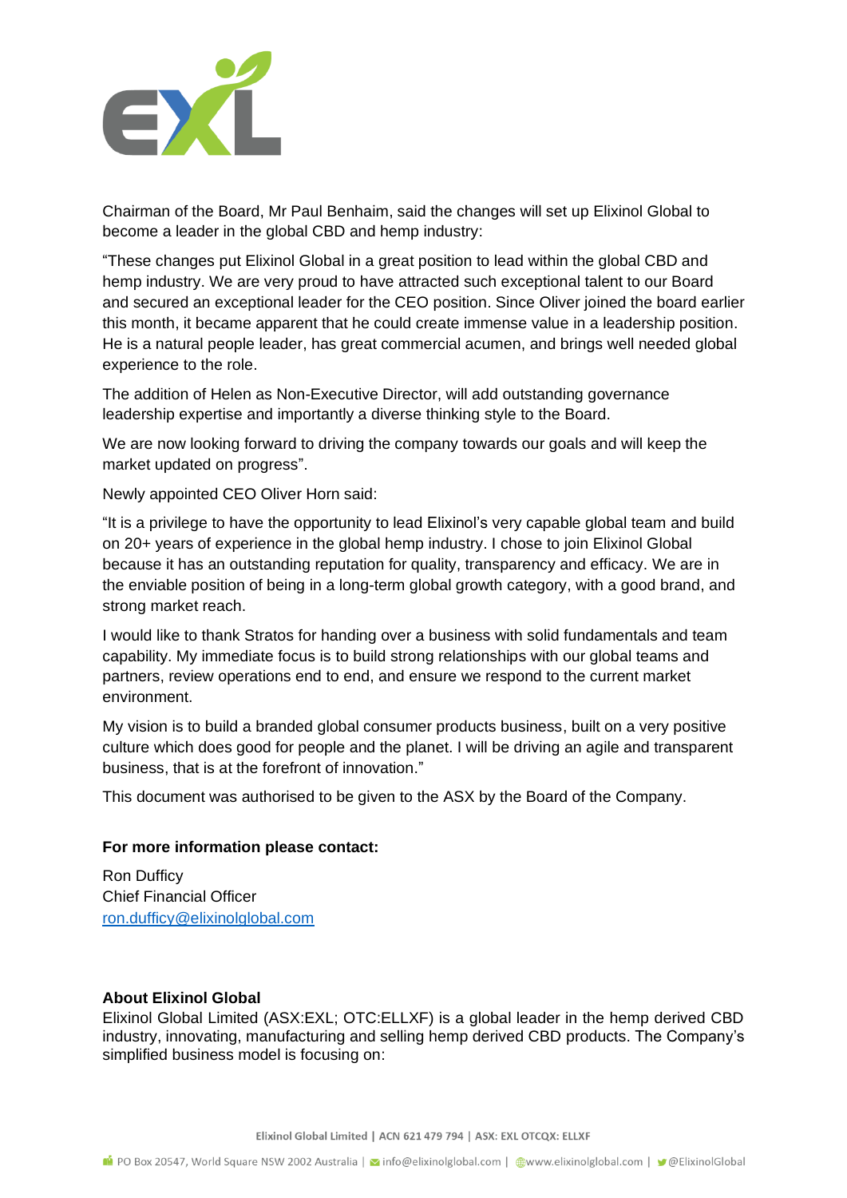Chairman of the Board, Mr Paul Benhaim, said the changes will set up Elixinol Global to become a leader in the global CBD and hemp industry:

"These changes put Elixinol Global in a great position to lead within the global CBD and hemp industry. We are very proud to have attracted such exceptional talent to our Board and secured an exceptional leader for the CEO position. Since Oliver joined the board earlier this month, it became apparent that he could create immense value in a leadership position. He is a natural people leader, has great commercial acumen, and brings well needed global experience to the role.

The addition of Helen as Non-Executive Director, will add outstanding governance leadership expertise and importantly a diverse thinking style to the Board.

We are now looking forward to driving the company towards our goals and will keep the market updated on progress".

Newly appointed CEO Oliver Horn said:

"It is a privilege to have the opportunity to lead Elixinol's very capable global team and build on 20+ years of experience in the global hemp industry. I chose to join Elixinol Global because it has an outstanding reputation for quality, transparency and efficacy. We are in the enviable position of being in a long-term global growth category, with a good brand, and strong market reach.

I would like to thank Stratos for handing over a business with solid fundamentals and team capability. My immediate focus is to build strong relationships with our global teams and partners, review operations end to end, and ensure we respond to the current market environment.

My vision is to build a branded global consumer products business, built on a very positive culture which does good for people and the planet. I will be driving an agile and transparent business, that is at the forefront of innovation."

This document was authorised to be given to the ASX by the Board of the Company.

**For more information please contact:**

Ron Dufficy
Chief Financial Officer
ron.dufficy@elixinolglobal.com

**About Elixinol Global**

Elixinol Global Limited (ASX:EXL; OTC:ELLXF) is a global leader in the hemp derived CBD industry, innovating, manufacturing and selling hemp derived CBD products. The Company's simplified business model is focusing on: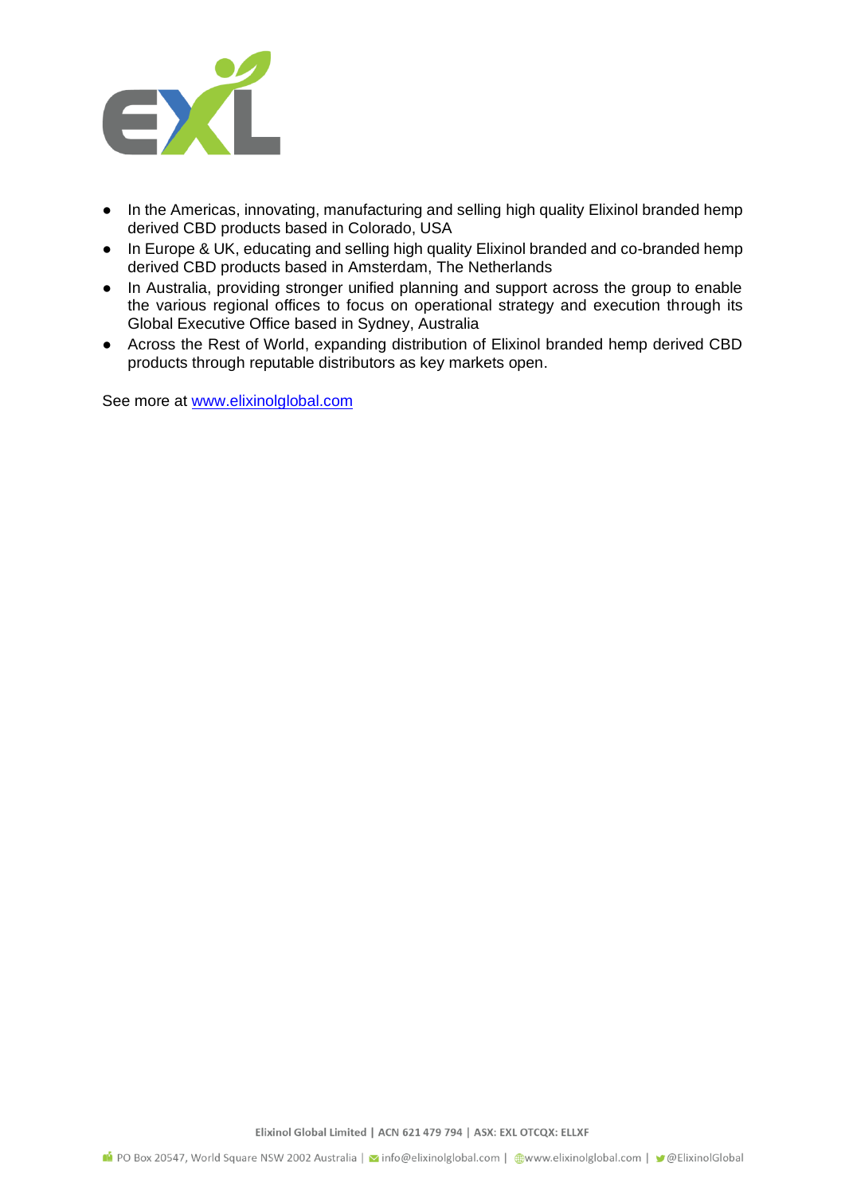- In the Americas, innovating, manufacturing and selling high quality Elixinol branded hemp derived CBD products based in Colorado, USA
- In Europe & UK, educating and selling high quality Elixinol branded and co-branded hemp derived CBD products based in Amsterdam, The Netherlands
- In Australia, providing stronger unified planning and support across the group to enable the various regional offices to focus on operational strategy and execution through its Global Executive Office based in Sydney, Australia
- Across the Rest of World, expanding distribution of Elixinol branded hemp derived CBD products through reputable distributors as key markets open.

See more at [www.elixinolglobal.com](http://www.elixinolglobal.com)